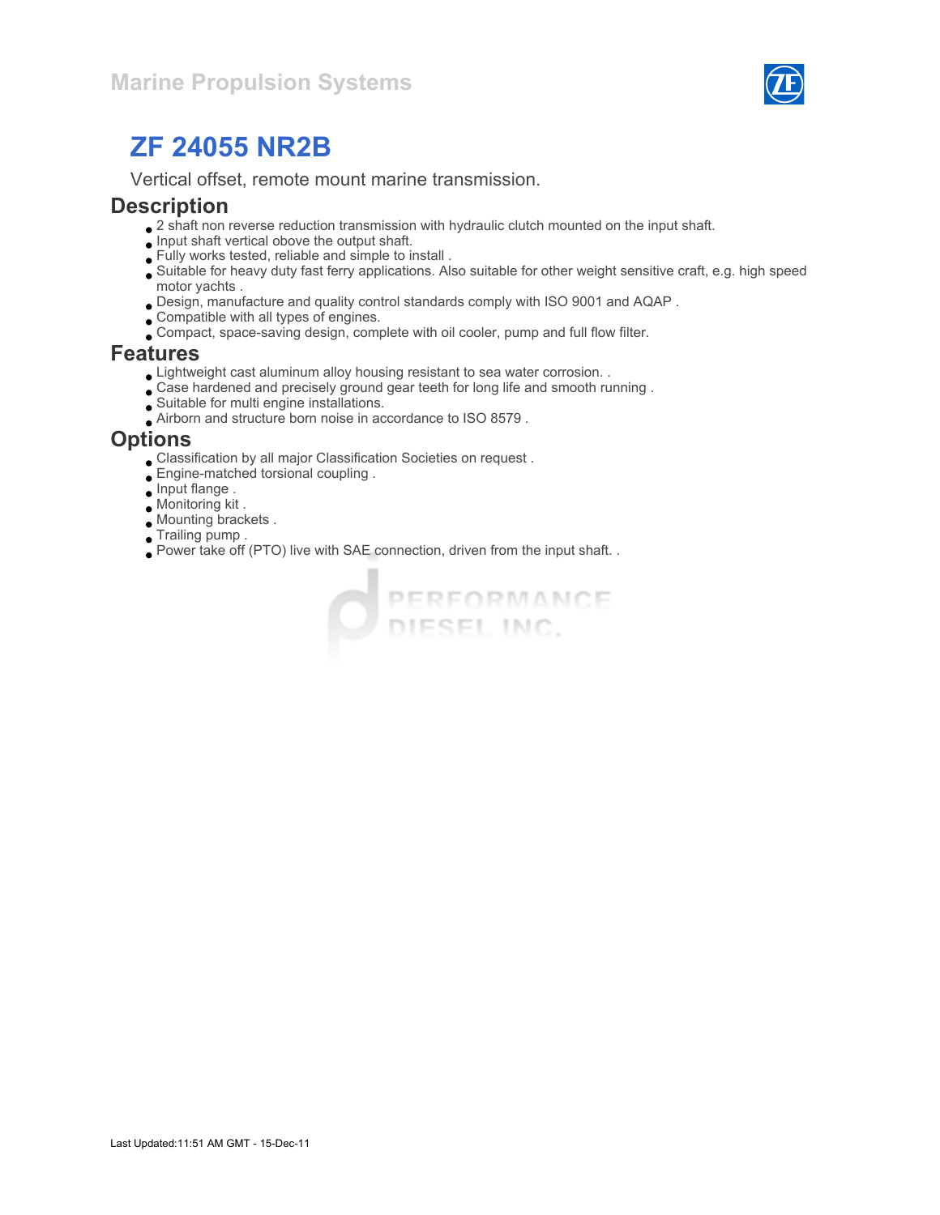Marine Propulsion Systems

# ZF 24055 NR2B

Vertical offset, remote mount marine transmission.

## Description

- 2 shaft non reverse reduction transmission with hydraulic clutch mounted on the input shaft.
- Input shaft vertical above the output shaft.
- Fully works tested, reliable and simple to install .
- Suitable for heavy duty fast ferry applications. Also suitable for other weight sensitive craft, e.g. high speed motor yachts .
- Design, manufacture and quality control standards comply with ISO 9001 and AQAP .
- Compatible with all types of engines.
- Compact, space-saving design, complete with oil cooler, pump and full flow filter.

## Features

- Lightweight cast aluminum alloy housing resistant to sea water corrosion. .
- Case hardened and precisely ground gear teeth for long life and smooth running .
- Suitable for multi engine installations.
- Airborn and structure born noise in accordance to ISO 8579 .

## Options

- Classification by all major Classification Societies on request .
- Engine-matched torsional coupling .
- Input flange .
- Monitoring kit .
- Mounting brackets .
- Trailing pump .
- Power take off (PTO) live with SAE connection, driven from the input shaft. .

Last Updated:11:51 AM GMT - 15-Dec-11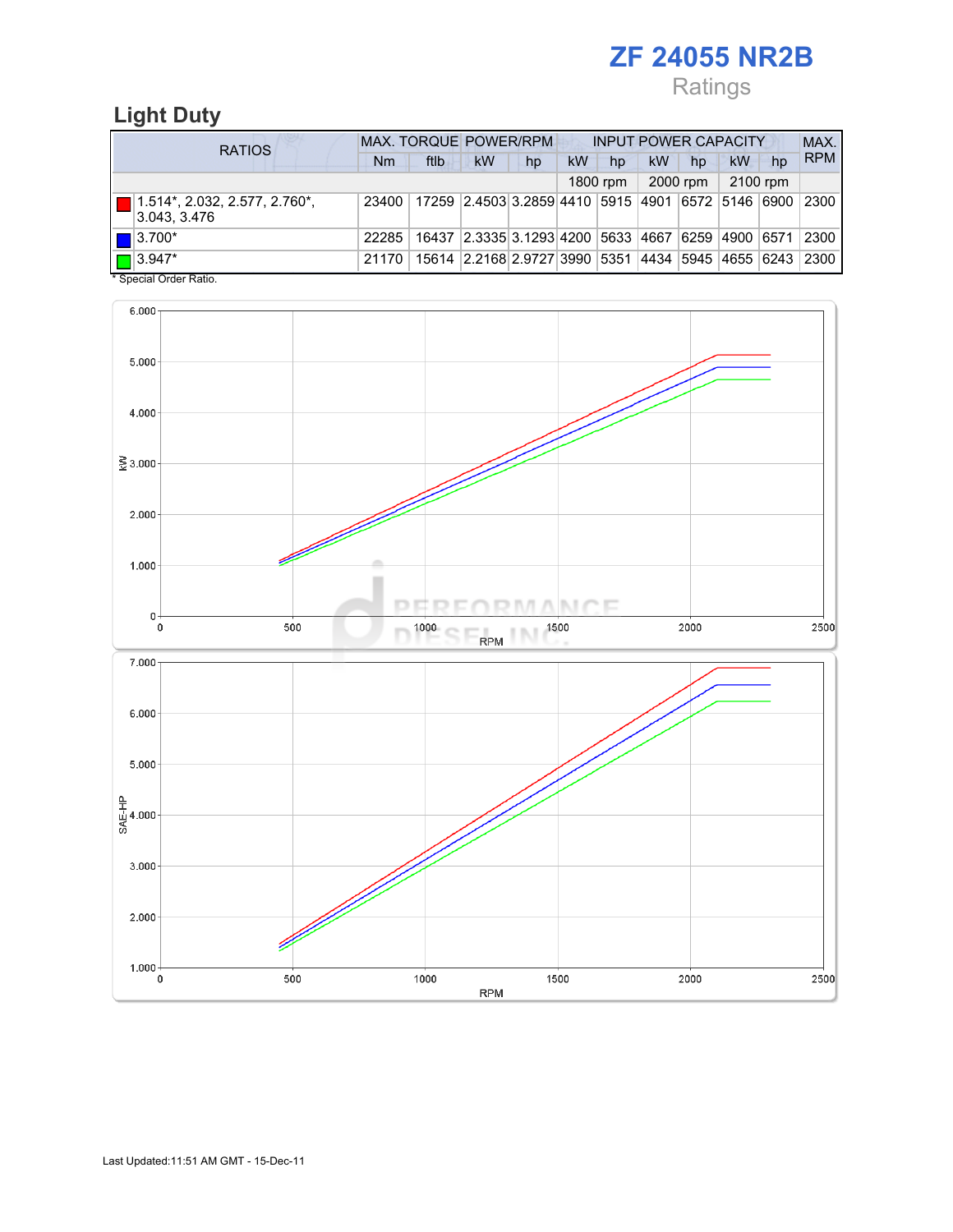# ZF 24055 NR2B

Ratings

## Light Duty

| RATIOS | MAX. TORQUE | | POWER/RPM | | INPUT POWER CAPACITY | | | | | | MAX. RPM |
|---|---|---|---|---|---|---|---|---|---|---|---|
| | Nm | ftlb | kW | hp | kW | hp | kW | hp | kW | hp | |
| | | | | | 1800 rpm | | 2000 rpm | | 2100 rpm | | |
| 1.514*, 2.032, 2.577, 2.760*, 3.043, 3.476 | 23400 | 17259 | 2.4503 | 3.2859 | 4410 | 5915 | 4901 | 6572 | 5146 | 6900 | 2300 |
| 3.700* | 22285 | 16437 | 2.3335 | 3.1293 | 4200 | 5633 | 4667 | 6259 | 4900 | 6571 | 2300 |
| 3.947* | 21170 | 15614 | 2.2168 | 2.9727 | 3990 | 5351 | 4434 | 5945 | 4655 | 6243 | 2300 |

* Special Order Ratio.

Last Updated:11:51 AM GMT - 15-Dec-11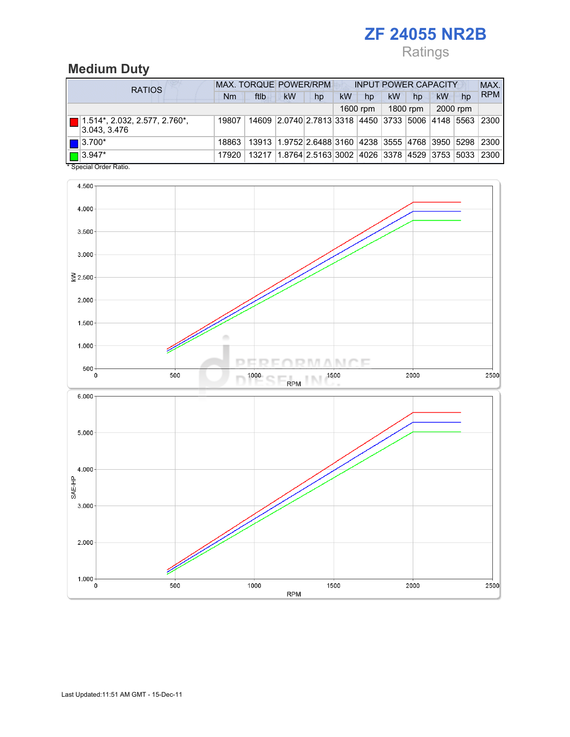# ZF 24055 NR2B

Ratings

## Medium Duty

| RATIOS | MAX. TORQUE | | POWER/RPM | | INPUT POWER CAPACITY | | | | | | MAX. RPM |
|---|---|---|---|---|---|---|---|---|---|---|---|
| | Nm | ftlb | kW | hp | kW | hp | kW | hp | kW | hp | |
| | | | | | 1600 rpm | | 1800 rpm | | 2000 rpm | | |
| 1.514*, 2.032, 2.577, 2.760*, 3.043, 3.476 | 19807 | 14609 | 2.0740 | 2.7813 | 3318 | 4450 | 3733 | 5006 | 4148 | 5563 | 2300 |
| 3.700* | 18863 | 13913 | 1.9752 | 2.6488 | 3160 | 4238 | 3555 | 4768 | 3950 | 5298 | 2300 |
| 3.947* | 17920 | 13217 | 1.8764 | 2.5163 | 3002 | 4026 | 3378 | 4529 | 3753 | 5033 | 2300 |

\* Special Order Ratio.

Last Updated:11:51 AM GMT - 15-Dec-11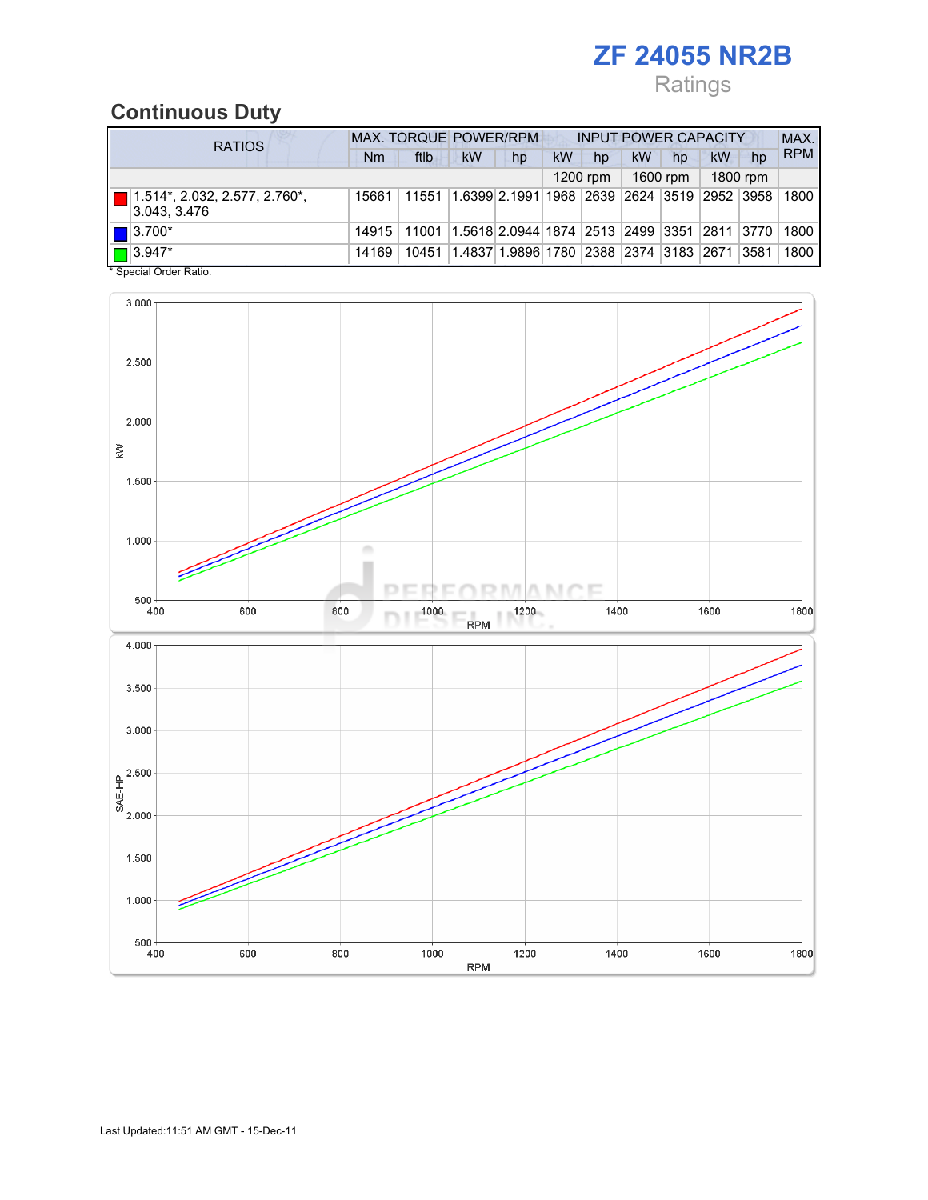# ZF 24055 NR2B

Ratings

## Continuous Duty

| RATIOS | MAX. TORQUE | | POWER/RPM | | INPUT POWER CAPACITY | | | | | | MAX. RPM |
|---|---|---|---|---|---|---|---|---|---|---|---|
| | Nm | ftlb | kW | hp | kW | hp | kW | hp | kW | hp | |
| | | | | | 1200 rpm | | 1600 rpm | | 1800 rpm | | |
| 1.514*, 2.032, 2.577, 2.760*, 3.043, 3.476 | 15661 | 11551 | 1.6399 | 2.1991 | 1968 | 2639 | 2624 | 3519 | 2952 | 3958 | 1800 |
| 3.700* | 14915 | 11001 | 1.5618 | 2.0944 | 1874 | 2513 | 2499 | 3351 | 2811 | 3770 | 1800 |
| 3.947* | 14169 | 10451 | 1.4837 | 1.9896 | 1780 | 2388 | 2374 | 3183 | 2671 | 3581 | 1800 |

* Special Order Ratio.

Last Updated:11:51 AM GMT - 15-Dec-11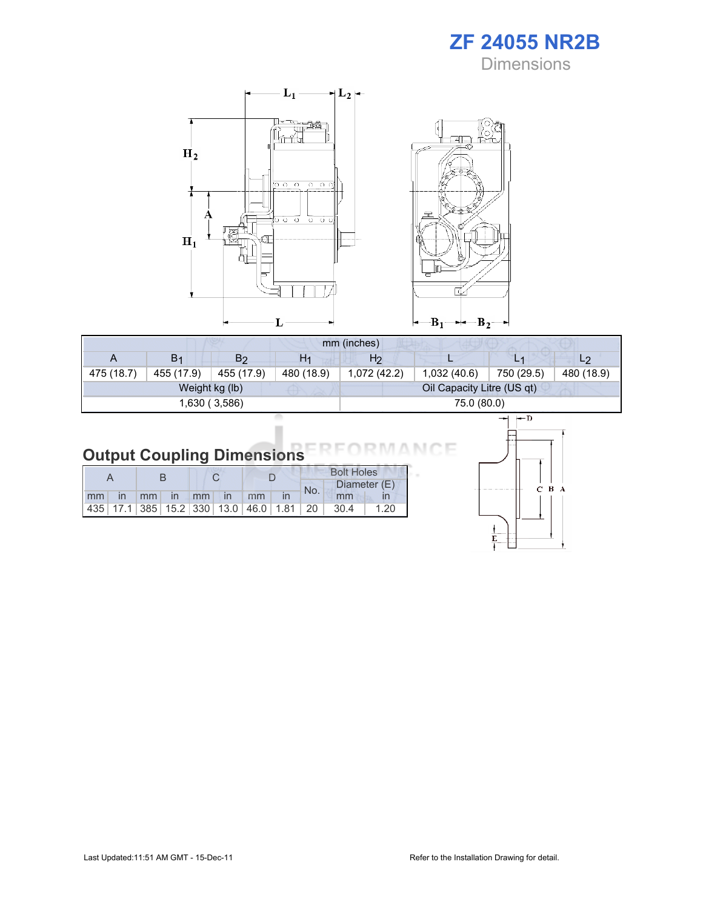# ZF 24055 NR2B

Dimensions

| mm (inches) | | | | | | | |
|---|---|---|---|---|---|---|---|
| A | $B_1$ | $B_2$ | $H_1$ | $H_2$ | L | $L_1$ | $L_2$ |
| 475 (18.7) | 455 (17.9) | 455 (17.9) | 480 (18.9) | 1,072 (42.2) | 1,032 (40.6) | 750 (29.5) | 480 (18.9) |

| Weight kg (lb) | Oil Capacity Litre (US qt) |
|---|---|
| 1,630 ( 3,586) | 75.0 (80.0) |

## Output Coupling Dimensions

| A | | B | | C | | D | | Bolt Holes | | |
|---|---|---|---|---|---|---|---|---|---|---|
| | | | | | | | | No. | Diameter (E) | |
| mm | in | mm | in | mm | in | mm | in | | mm | in |
| 435 | 17.1 | 385 | 15.2 | 330 | 13.0 | 46.0 | 1.81 | 20 | 30.4 | 1.20 |

Last Updated:11:51 AM GMT - 15-Dec-11

Refer to the Installation Drawing for detail.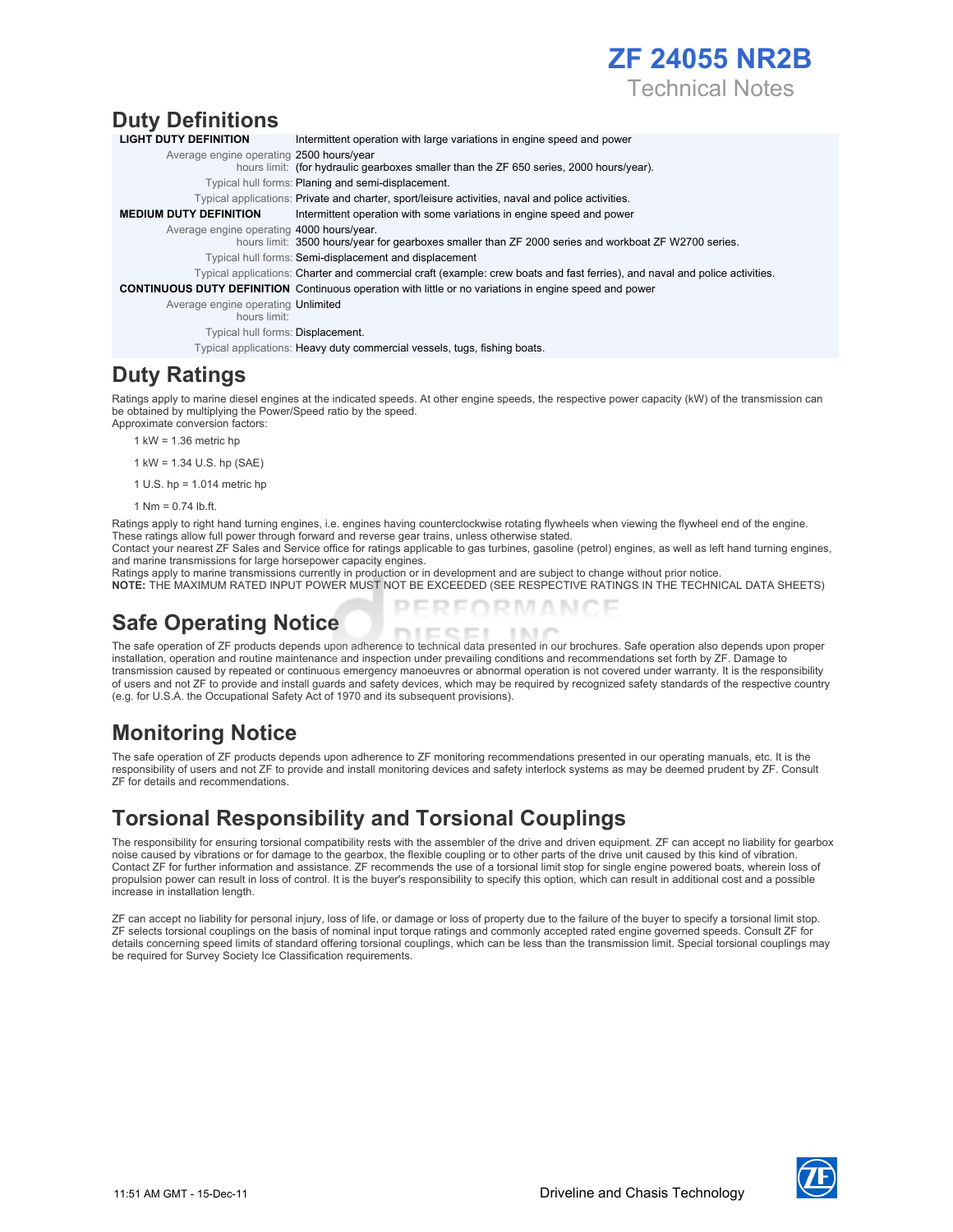# ZF 24055 NR2B

Technical Notes

## Duty Definitions

| | |
|---|---|
| **LIGHT DUTY DEFINITION** | Intermittent operation with large variations in engine speed and power |
| Average engine operating hours limit: | 2500 hours/year (for hydraulic gearboxes smaller than the ZF 650 series, 2000 hours/year). |
| Typical hull forms: | Planing and semi-displacement. |
| Typical applications: | Private and charter, sport/leisure activities, naval and police activities. |
| **MEDIUM DUTY DEFINITION** | Intermittent operation with some variations in engine speed and power |
| Average engine operating hours limit: | 4000 hours/year. 3500 hours/year for gearboxes smaller than ZF 2000 series and workboat ZF W2700 series. |
| Typical hull forms: | Semi-displacement and displacement |
| Typical applications: | Charter and commercial craft (example: crew boats and fast ferries), and naval and police activities. |
| **CONTINUOUS DUTY DEFINITION** | Continuous operation with little or no variations in engine speed and power |
| Average engine operating hours limit: | Unlimited |
| Typical hull forms: | Displacement. |
| Typical applications: | Heavy duty commercial vessels, tugs, fishing boats. |

## Duty Ratings

Ratings apply to marine diesel engines at the indicated speeds. At other engine speeds, the respective power capacity (kW) of the transmission can be obtained by multiplying the Power/Speed ratio by the speed.
Approximate conversion factors:

1 kW = 1.36 metric hp

1 kW = 1.34 U.S. hp (SAE)

1 U.S. hp = 1.014 metric hp

1 Nm = 0.74 lb.ft.

Ratings apply to right hand turning engines, i.e. engines having counterclockwise rotating flywheels when viewing the flywheel end of the engine.
These ratings allow full power through forward and reverse gear trains, unless otherwise stated.
Contact your nearest ZF Sales and Service office for ratings applicable to gas turbines, gasoline (petrol) engines, as well as left hand turning engines, and marine transmissions for large horsepower capacity engines.
Ratings apply to marine transmissions currently in production or in development and are subject to change without prior notice.
**NOTE:** THE MAXIMUM RATED INPUT POWER MUST NOT BE EXCEEDED (SEE RESPECTIVE RATINGS IN THE TECHNICAL DATA SHEETS)

## Safe Operating Notice

The safe operation of ZF products depends upon adherence to technical data presented in our brochures. Safe operation also depends upon proper installation, operation and routine maintenance and inspection under prevailing conditions and recommendations set forth by ZF. Damage to transmission caused by repeated or continuous emergency manoeuvres or abnormal operation is not covered under warranty. It is the responsibility of users and not ZF to provide and install guards and safety devices, which may be required by recognized safety standards of the respective country (e.g. for U.S.A. the Occupational Safety Act of 1970 and its subsequent provisions).

## Monitoring Notice

The safe operation of ZF products depends upon adherence to ZF monitoring recommendations presented in our operating manuals, etc. It is the responsibility of users and not ZF to provide and install monitoring devices and safety interlock systems as may be deemed prudent by ZF. Consult ZF for details and recommendations.

## Torsional Responsibility and Torsional Couplings

The responsibility for ensuring torsional compatibility rests with the assembler of the drive and driven equipment. ZF can accept no liability for gearbox noise caused by vibrations or for damage to the gearbox, the flexible coupling or to other parts of the drive unit caused by this kind of vibration. Contact ZF for further information and assistance. ZF recommends the use of a torsional limit stop for single engine powered boats, wherein loss of propulsion power can result in loss of control. It is the buyer's responsibility to specify this option, which can result in additional cost and a possible increase in installation length.

ZF can accept no liability for personal injury, loss of life, or damage or loss of property due to the failure of the buyer to specify a torsional limit stop. ZF selects torsional couplings on the basis of nominal input torque ratings and commonly accepted rated engine governed speeds. Consult ZF for details concerning speed limits of standard offering torsional couplings, which can be less than the transmission limit. Special torsional couplings may be required for Survey Society Ice Classification requirements.